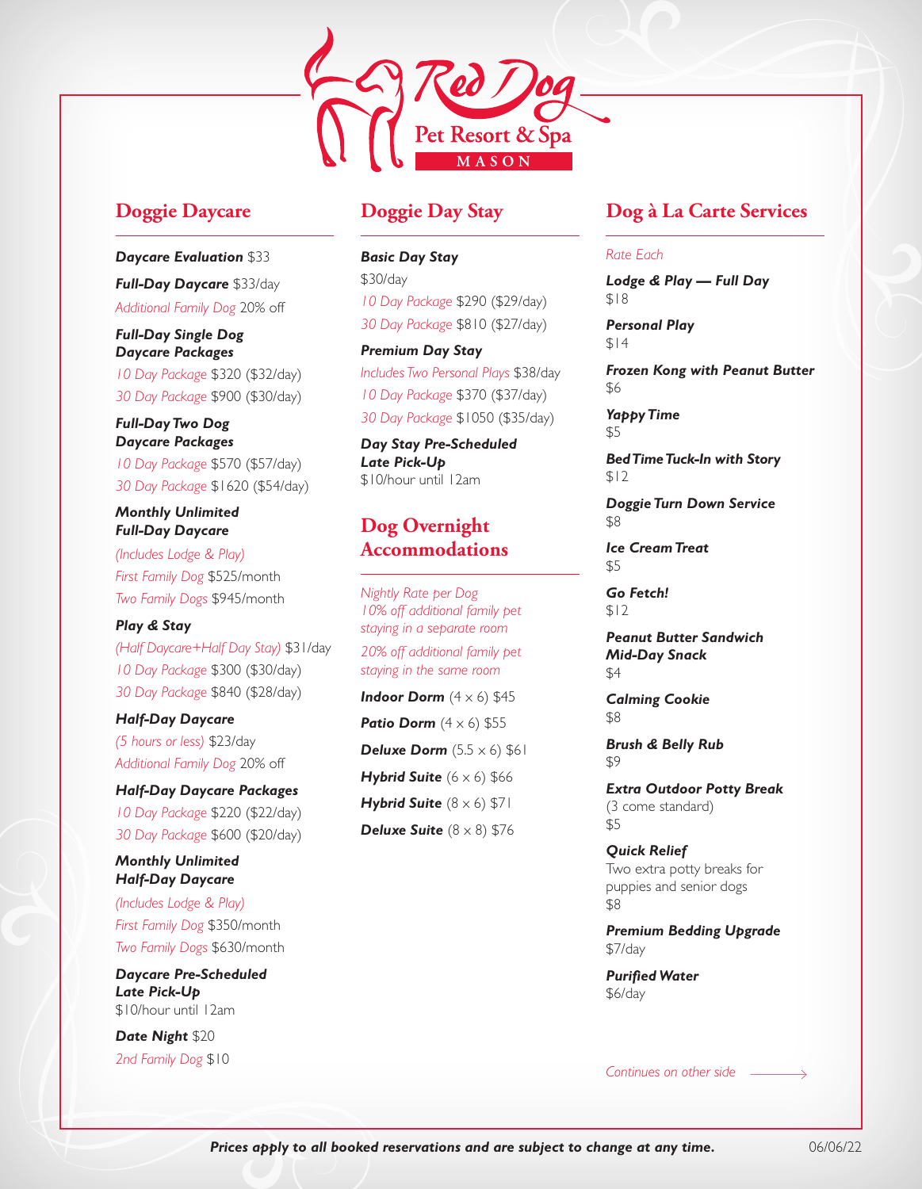# Red Dog Pet Resort & Spa
## MASON

## Doggie Daycare

**Daycare Evaluation** $33

**Full-Day Daycare** $33/day
*Additional Family Dog* 20% off

**Full-Day Single Dog Daycare Packages**
*10 Day Package* $320 ($32/day)
*30 Day Package* $900 ($30/day)

**Full-Day Two Dog Daycare Packages**
*10 Day Package* $570 ($57/day)
*30 Day Package* $1620 ($54/day)

**Monthly Unlimited Full-Day Daycare**
*(Includes Lodge & Play)*
*First Family Dog* $525/month
*Two Family Dogs* $945/month

**Play & Stay**
*(Half Daycare+Half Day Stay)* $31/day
*10 Day Package* $300 ($30/day)
*30 Day Package* $840 ($28/day)

**Half-Day Daycare**
*(5 hours or less)* $23/day
*Additional Family Dog* 20% off

**Half-Day Daycare Packages**
*10 Day Package* $220 ($22/day)
*30 Day Package* $600 ($20/day)

**Monthly Unlimited Half-Day Daycare**
*(Includes Lodge & Play)*
*First Family Dog* $350/month
*Two Family Dogs* $630/month

**Daycare Pre-Scheduled Late Pick-Up**
$10/hour until 12am

**Date Night** $20
*2nd Family Dog* $10

## Doggie Day Stay

**Basic Day Stay**
$30/day
*10 Day Package* $290 ($29/day)
*30 Day Package* $810 ($27/day)

**Premium Day Stay**
*Includes Two Personal Plays* $38/day
*10 Day Package* $370 ($37/day)
*30 Day Package* $1050 ($35/day)

**Day Stay Pre-Scheduled Late Pick-Up**
$10/hour until 12am

## Dog Overnight Accommodations

*Nightly Rate per Dog*
*10% off additional family pet staying in a separate room*
*20% off additional family pet staying in the same room*

**Indoor Dorm** (4 × 6) $45

**Patio Dorm** (4 × 6) $55

**Deluxe Dorm** (5.5 × 6) $61

**Hybrid Suite** (6 × 6) $66

**Hybrid Suite** (8 × 6) $71

**Deluxe Suite** (8 × 8) $76

## Dog à La Carte Services

*Rate Each*

**Lodge & Play — Full Day**
$18

**Personal Play**
$14

**Frozen Kong with Peanut Butter**
$6

**Yappy Time**
$5

**Bed Time Tuck-In with Story**
$12

**Doggie Turn Down Service**
$8

**Ice Cream Treat**
$5

**Go Fetch!**
$12

**Peanut Butter Sandwich Mid-Day Snack**
$4

**Calming Cookie**
$8

**Brush & Belly Rub**
$9

**Extra Outdoor Potty Break**
(3 come standard)
$5

**Quick Relief**
Two extra potty breaks for puppies and senior dogs
$8

**Premium Bedding Upgrade**
$7/day

**Purified Water**
$6/day

*Continues on other side →*

***Prices apply to all booked reservations and are subject to change at any time.*** 06/06/22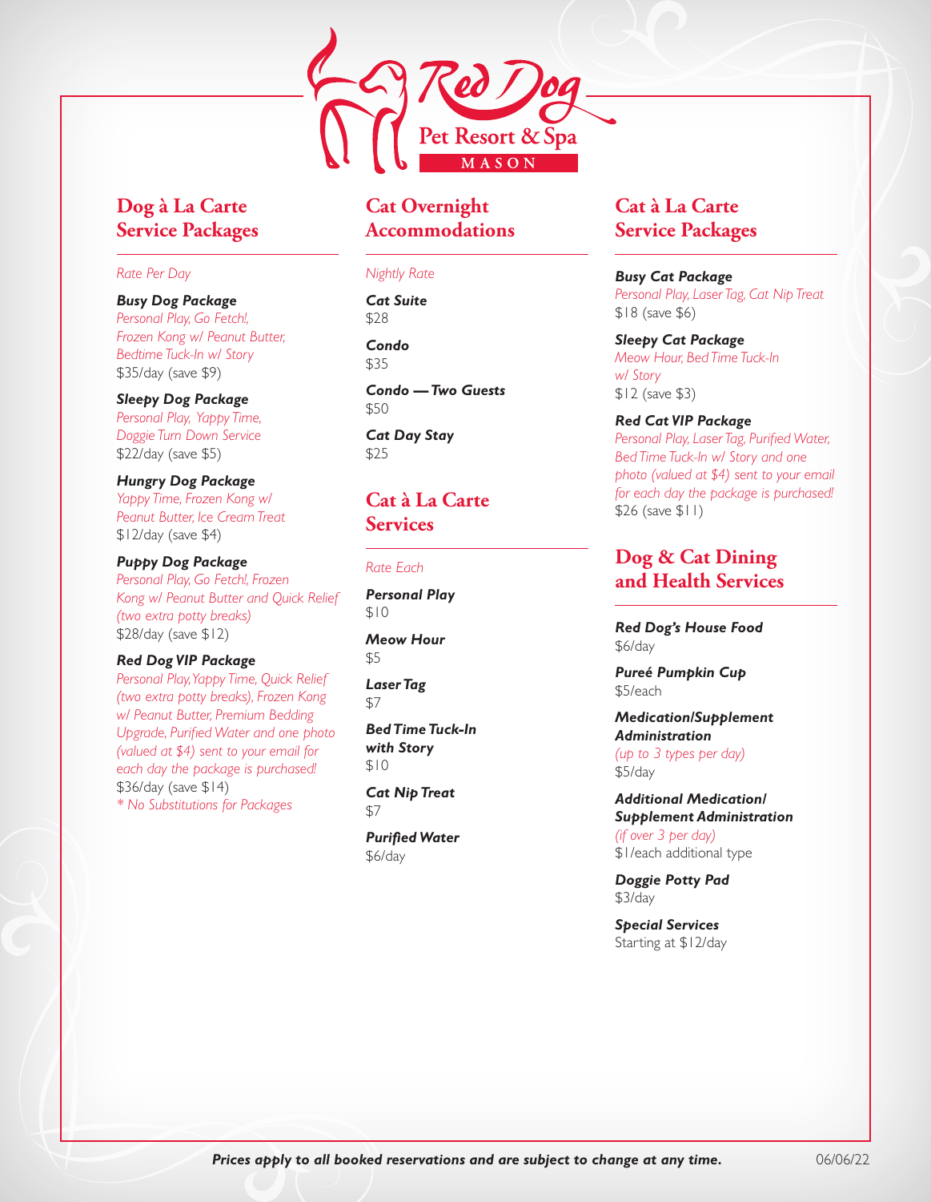Red Dog Pet Resort & Spa
MASON

## Dog à La Carte Service Packages

*Rate Per Day*

***Busy Dog Package***
*Personal Play, Go Fetch!, Frozen Kong w/ Peanut Butter, Bedtime Tuck-In w/ Story*
$35/day (save $9)

***Sleepy Dog Package***
*Personal Play, Yappy Time, Doggie Turn Down Service*
$22/day (save $5)

***Hungry Dog Package***
*Yappy Time, Frozen Kong w/ Peanut Butter, Ice Cream Treat*
$12/day (save $4)

***Puppy Dog Package***
*Personal Play, Go Fetch!, Frozen Kong w/ Peanut Butter and Quick Relief (two extra potty breaks)*
$28/day (save $12)

***Red Dog VIP Package***
*Personal Play, Yappy Time, Quick Relief (two extra potty breaks), Frozen Kong w/ Peanut Butter, Premium Bedding Upgrade, Purified Water and one photo (valued at $4) sent to your email for each day the package is purchased!*
$36/day (save $14)

*\* No Substitutions for Packages*

## Cat Overnight Accommodations

*Nightly Rate*

***Cat Suite***
$28

***Condo***
$35

***Condo — Two Guests***
$50

***Cat Day Stay***
$25

## Cat à La Carte Services

*Rate Each*

***Personal Play***
$10

***Meow Hour***
$5

***Laser Tag***
$7

***Bed Time Tuck-In with Story***
$10

***Cat Nip Treat***
$7

***Purified Water***
$6/day

## Cat à La Carte Service Packages

***Busy Cat Package***
*Personal Play, Laser Tag, Cat Nip Treat*
$18 (save $6)

***Sleepy Cat Package***
*Meow Hour, Bed Time Tuck-In w/ Story*
$12 (save $3)

***Red Cat VIP Package***
*Personal Play, Laser Tag, Purified Water, Bed Time Tuck-In w/ Story and one photo (valued at $4) sent to your email for each day the package is purchased!*
$26 (save $11)

## Dog & Cat Dining and Health Services

***Red Dog's House Food***
$6/day

***Pureé Pumpkin Cup***
$5/each

***Medication/Supplement Administration***
*(up to 3 types per day)*
$5/day

***Additional Medication/ Supplement Administration***
*(if over 3 per day)*
$1/each additional type

***Doggie Potty Pad***
$3/day

***Special Services***
Starting at $12/day

***Prices apply to all booked reservations and are subject to change at any time.***

06/06/22